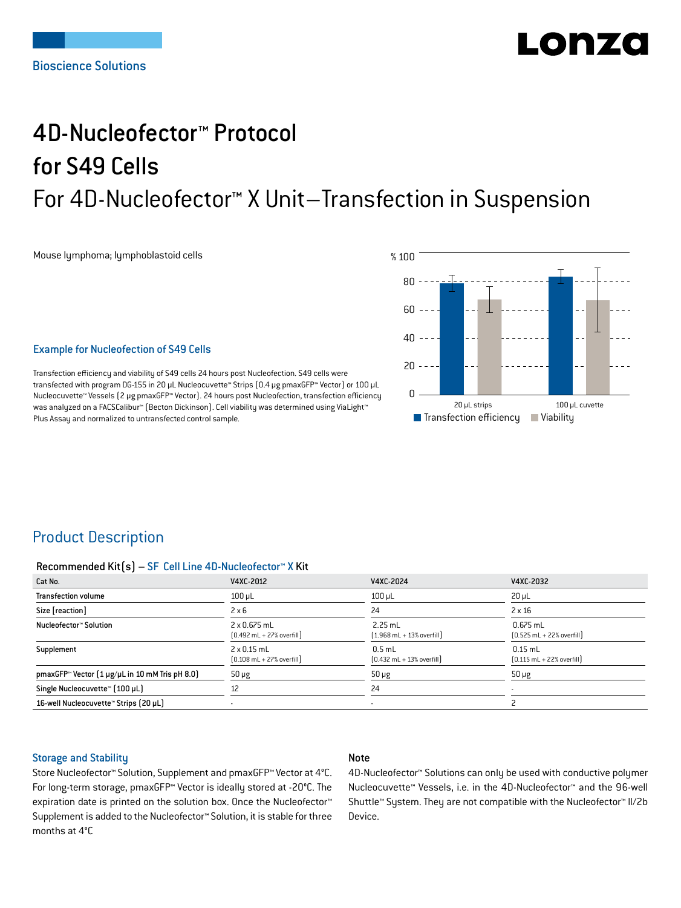Bioscience Solutions

# 4D-Nucleofector™ Protocol for S49 Cells

## For 4D-Nucleofector™ X Unit–Transfection in Suspension

Mouse lymphoma; lymphoblastoid cells

### Example for Nucleofection of S49 Cells

Transfection efficiency and viability of S49 cells 24 hours post Nucleofection. S49 cells were transfected with program DG-155 in 20 µL Nucleocuvette™ Strips (0.4 µg pmaxGFP™ Vector) or 100 µL Nucleocuvette™ Vessels (2 µg pmaxGFP™ Vector). 24 hours post Nucleofection, transfection efficiency was analyzed on a FACSCalibur™ (Becton Dickinson). Cell viability was determined using ViaLight™ Plus Assay and normalized to untransfected control sample.

## Product Description

#### Recommended Kit(s) – SF Cell Line 4D-Nucleofector™ X Kit

| Cat No. | V4XC-2012 | V4XC-2024 | V4XC-2032 |
|---|---|---|---|
| Transfection volume | 100 µL | 100 µL | 20 µL |
| Size [reaction] | 2 x 6 | 24 | 2 x 16 |
| Nucleofector™ Solution | 2 x 0.675 mL (0.492 mL + 27% overfill) | 2.25 mL (1.968 mL + 13% overfill) | 0.675 mL (0.525 mL + 22% overfill) |
| Supplement | 2 x 0.15 mL (0.108 mL + 27% overfill) | 0.5 mL (0.432 mL + 13% overfill) | 0.15 mL (0.115 mL + 22% overfill) |
| pmaxGFP™ Vector (1 µg/µL in 10 mM Tris pH 8.0) | 50 µg | 50 µg | 50 µg |
| Single Nucleocuvette™ (100 µL) | 12 | 24 | - |
| 16-well Nucleocuvette™ Strips (20 µL) | - | - | 2 |

### Storage and Stability

Store Nucleofector™ Solution, Supplement and pmaxGFP™ Vector at 4°C. For long-term storage, pmaxGFP™ Vector is ideally stored at -20°C. The expiration date is printed on the solution box. Once the Nucleofector™ Supplement is added to the Nucleofector™ Solution, it is stable for three months at 4°C

### Note

4D-Nucleofector™ Solutions can only be used with conductive polymer Nucleocuvette™ Vessels, i.e. in the 4D-Nucleofector™ and the 96-well Shuttle™ System. They are not compatible with the Nucleofector™ II/2b Device.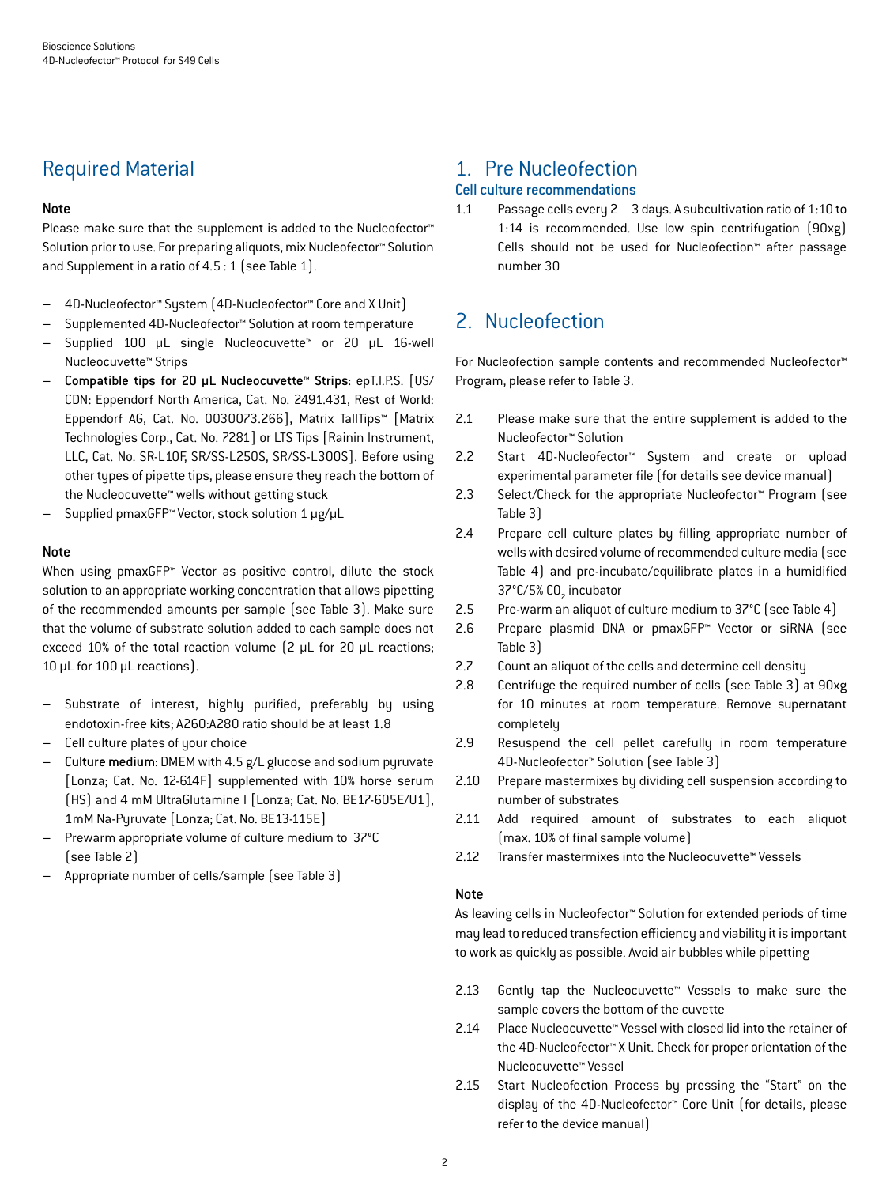## Required Material

### Note

Please make sure that the supplement is added to the Nucleofector™ Solution prior to use. For preparing aliquots, mix Nucleofector™ Solution and Supplement in a ratio of 4.5 : 1 (see Table 1).

- 4D-Nucleofector™ System (4D-Nucleofector™ Core and X Unit)
- Supplemented 4D-Nucleofector™ Solution at room temperature
- Supplied 100 µL single Nucleocuvette™ or 20 µL 16-well Nucleocuvette™ Strips
- **Compatible tips for 20 µL Nucleocuvette™ Strips**: epT.I.P.S. [US/ CDN: Eppendorf North America, Cat. No. 2491.431, Rest of World: Eppendorf AG, Cat. No. 0030073.266], Matrix TallTips™ [Matrix Technologies Corp., Cat. No. 7281] or LTS Tips [Rainin Instrument, LLC, Cat. No. SR-L10F, SR/SS-L250S, SR/SS-L300S]. Before using other types of pipette tips, please ensure they reach the bottom of the Nucleocuvette™ wells without getting stuck
- Supplied pmaxGFP™ Vector, stock solution 1 µg/µL

### Note

When using pmaxGFP™ Vector as positive control, dilute the stock solution to an appropriate working concentration that allows pipetting of the recommended amounts per sample (see Table 3). Make sure that the volume of substrate solution added to each sample does not exceed 10% of the total reaction volume (2 µL for 20 µL reactions; 10 µL for 100 µL reactions).

- Substrate of interest, highly purified, preferably by using endotoxin-free kits; A260:A280 ratio should be at least 1.8
- Cell culture plates of your choice
- **Culture medium:** DMEM with 4.5 g/L glucose and sodium pyruvate [Lonza; Cat. No. 12-614F] supplemented with 10% horse serum (HS) and 4 mM UltraGlutamine I [Lonza; Cat. No. BE17-605E/U1], 1mM Na-Pyruvate [Lonza; Cat. No. BE13-115E]
- Prewarm appropriate volume of culture medium to 37°C (see Table 2)
- Appropriate number of cells/sample (see Table 3)

## 1. Pre Nucleofection

### Cell culture recommendations

1.1 Passage cells every 2 – 3 days. A subcultivation ratio of 1:10 to 1:14 is recommended. Use low spin centrifugation (90xg) Cells should not be used for Nucleofection™ after passage number 30

## 2. Nucleofection

For Nucleofection sample contents and recommended Nucleofector™ Program, please refer to Table 3.

2.1 Please make sure that the entire supplement is added to the Nucleofector™ Solution

2.2 Start 4D-Nucleofector™ System and create or upload experimental parameter file (for details see device manual)

2.3 Select/Check for the appropriate Nucleofector™ Program (see Table 3)

2.4 Prepare cell culture plates by filling appropriate number of wells with desired volume of recommended culture media (see Table 4) and pre-incubate/equilibrate plates in a humidified 37°C/5% $CO_2$ incubator

2.5 Pre-warm an aliquot of culture medium to 37°C (see Table 4)

2.6 Prepare plasmid DNA or pmaxGFP™ Vector or siRNA (see Table 3)

2.7 Count an aliquot of the cells and determine cell density

2.8 Centrifuge the required number of cells (see Table 3) at 90xg for 10 minutes at room temperature. Remove supernatant completely

2.9 Resuspend the cell pellet carefully in room temperature 4D-Nucleofector™ Solution (see Table 3)

2.10 Prepare mastermixes by dividing cell suspension according to number of substrates

2.11 Add required amount of substrates to each aliquot (max. 10% of final sample volume)

2.12 Transfer mastermixes into the Nucleocuvette™ Vessels

### Note

As leaving cells in Nucleofector™ Solution for extended periods of time may lead to reduced transfection efficiency and viability it is important to work as quickly as possible. Avoid air bubbles while pipetting

2.13 Gently tap the Nucleocuvette™ Vessels to make sure the sample covers the bottom of the cuvette

2.14 Place Nucleocuvette™ Vessel with closed lid into the retainer of the 4D-Nucleofector™ X Unit. Check for proper orientation of the Nucleocuvette™ Vessel

2.15 Start Nucleofection Process by pressing the "Start" on the display of the 4D-Nucleofector™ Core Unit (for details, please refer to the device manual)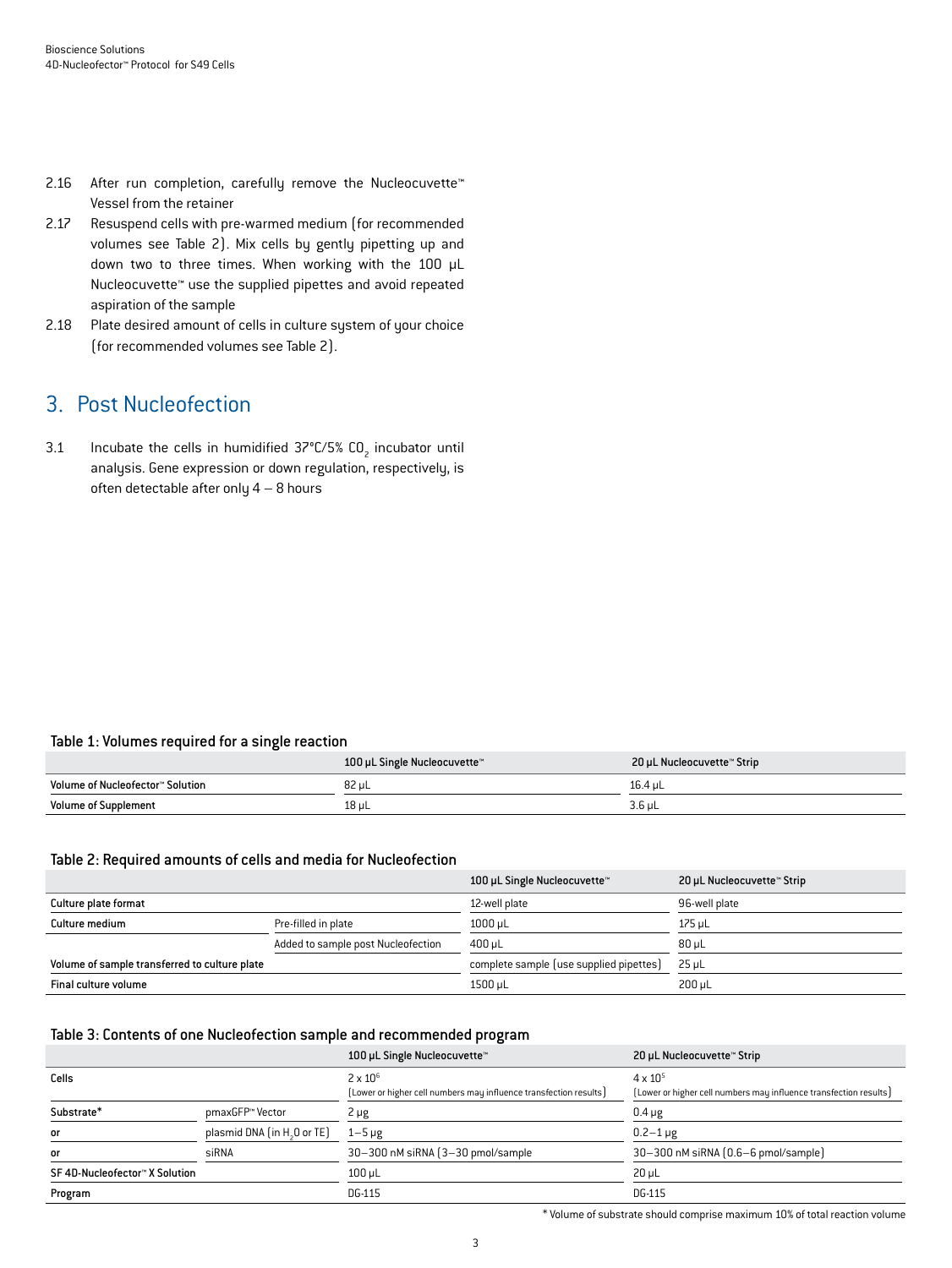2.16 After run completion, carefully remove the Nucleocuvette™ Vessel from the retainer

2.17 Resuspend cells with pre-warmed medium (for recommended volumes see Table 2). Mix cells by gently pipetting up and down two to three times. When working with the 100 µL Nucleocuvette™ use the supplied pipettes and avoid repeated aspiration of the sample

2.18 Plate desired amount of cells in culture system of your choice (for recommended volumes see Table 2).

## 3. Post Nucleofection

3.1 Incubate the cells in humidified 37°C/5% $CO_2$ incubator until analysis. Gene expression or down regulation, respectively, is often detectable after only 4 – 8 hours

**Table 1: Volumes required for a single reaction**

| | 100 µL Single Nucleocuvette™ | 20 µL Nucleocuvette™ Strip |
|---|---|---|
| Volume of Nucleofector™ Solution | 82 µL | 16.4 µL |
| Volume of Supplement | 18 µL | 3.6 µL |

**Table 2: Required amounts of cells and media for Nucleofection**

| | | 100 µL Single Nucleocuvette™ | 20 µL Nucleocuvette™ Strip |
|---|---|---|---|
| Culture plate format | | 12-well plate | 96-well plate |
| Culture medium | Pre-filled in plate | 1000 µL | 175 µL |
| | Added to sample post Nucleofection | 400 µL | 80 µL |
| Volume of sample transferred to culture plate | | complete sample (use supplied pipettes) | 25 µL |
| Final culture volume | | 1500 µL | 200 µL |

**Table 3: Contents of one Nucleofection sample and recommended program**

| | | 100 µL Single Nucleocuvette™ | 20 µL Nucleocuvette™ Strip |
|---|---|---|---|
| Cells | | $2 \times 10^6$ (Lower or higher cell numbers may influence transfection results) | $4 \times 10^5$ (Lower or higher cell numbers may influence transfection results) |
| Substrate* | pmaxGFP™ Vector | 2 µg | 0.4 µg |
| or | plasmid DNA (in $H_2O$ or TE) | 1–5 µg | 0.2–1 µg |
| or | siRNA | 30–300 nM siRNA (3–30 pmol/sample | 30–300 nM siRNA (0.6–6 pmol/sample) |
| SF 4D-Nucleofector™ X Solution | | 100 µL | 20 µL |
| Program | | DG-115 | DG-115 |

* Volume of substrate should comprise maximum 10% of total reaction volume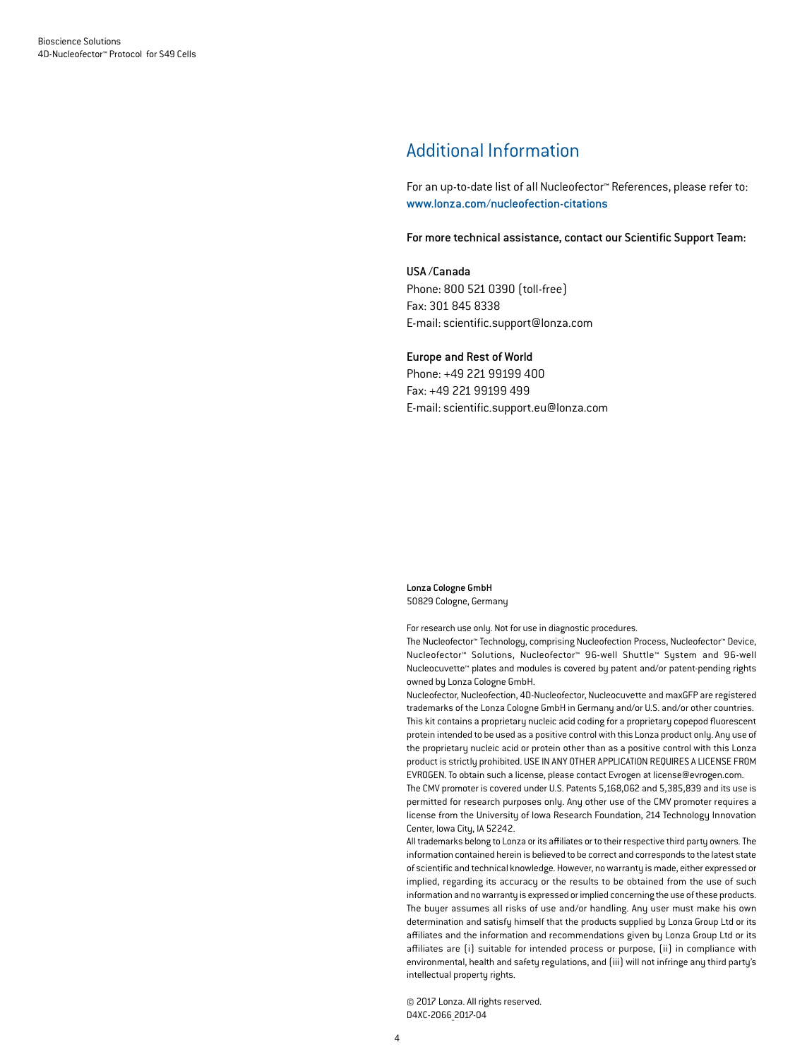## Additional Information

For an up-to-date list of all Nucleofector™ References, please refer to:
**www.lonza.com/nucleofection-citations**

**For more technical assistance, contact our Scientific Support Team:**

**USA /Canada**
Phone: 800 521 0390 (toll-free)
Fax: 301 845 8338
E-mail: scientific.support@lonza.com

**Europe and Rest of World**
Phone: +49 221 99199 400
Fax: +49 221 99199 499
E-mail: scientific.support.eu@lonza.com

**Lonza Cologne GmbH**
50829 Cologne, Germany

For research use only. Not for use in diagnostic procedures.
The Nucleofector™ Technology, comprising Nucleofection Process, Nucleofector™ Device, Nucleofector™ Solutions, Nucleofector™ 96-well Shuttle™ System and 96-well Nucleocuvette™ plates and modules is covered by patent and/or patent-pending rights owned by Lonza Cologne GmbH.
Nucleofector, Nucleofection, 4D-Nucleofector, Nucleocuvette and maxGFP are registered trademarks of the Lonza Cologne GmbH in Germany and/or U.S. and/or other countries.
This kit contains a proprietary nucleic acid coding for a proprietary copepod fluorescent protein intended to be used as a positive control with this Lonza product only. Any use of the proprietary nucleic acid or protein other than as a positive control with this Lonza product is strictly prohibited. USE IN ANY OTHER APPLICATION REQUIRES A LICENSE FROM EVROGEN. To obtain such a license, please contact Evrogen at license@evrogen.com.
The CMV promoter is covered under U.S. Patents 5,168,062 and 5,385,839 and its use is permitted for research purposes only. Any other use of the CMV promoter requires a license from the University of Iowa Research Foundation, 214 Technology Innovation Center, Iowa City, IA 52242.
All trademarks belong to Lonza or its affiliates or to their respective third party owners. The information contained herein is believed to be correct and corresponds to the latest state of scientific and technical knowledge. However, no warranty is made, either expressed or implied, regarding its accuracy or the results to be obtained from the use of such information and no warranty is expressed or implied concerning the use of these products. The buyer assumes all risks of use and/or handling. Any user must make his own determination and satisfy himself that the products supplied by Lonza Group Ltd or its affiliates and the information and recommendations given by Lonza Group Ltd or its affiliates are (i) suitable for intended process or purpose, (ii) in compliance with environmental, health and safety regulations, and (iii) will not infringe any third party's intellectual property rights.

© 2017 Lonza. All rights reserved.
D4XC-2066_2017-04